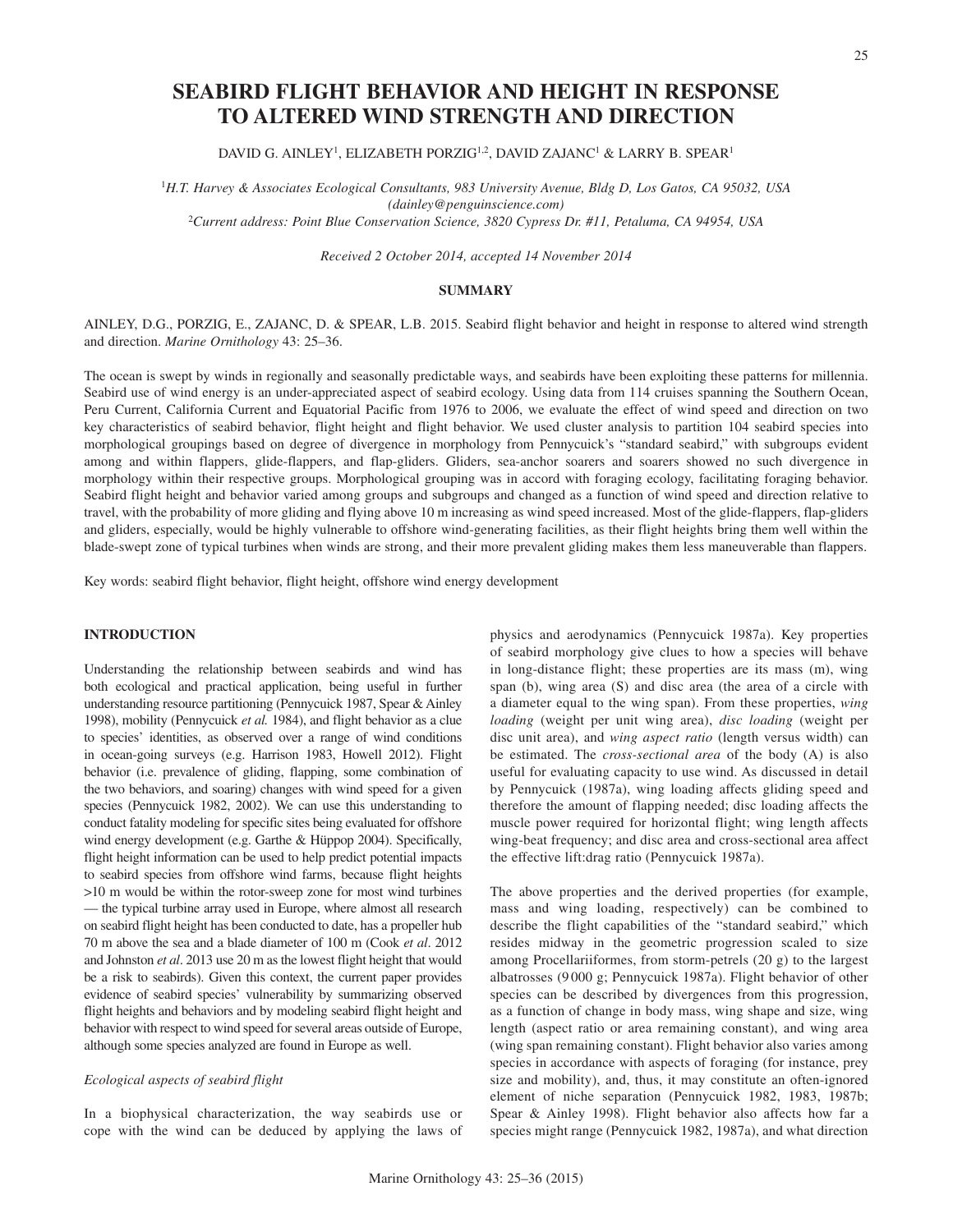# SEABIRD FLIGHT BEHAVIOR AND HEIGHT IN RESPONSE TO ALTERED WIND STRENGTH AND DIRECTION

DAVID G. AINLEY[1], ELIZABETH PORZIG[1,2], DAVID ZAJANC[1] & LARRY B. SPEAR[1]

[1]*H.T. Harvey & Associates Ecological Consultants, 983 University Avenue, Bldg D, Los Gatos, CA 95032, USA (dainley@penguinscience.com)*

[2]*Current address: Point Blue Conservation Science, 3820 Cypress Dr. #11, Petaluma, CA 94954, USA*

*Received 2 October 2014, accepted 14 November 2014*

## SUMMARY

AINLEY, D.G., PORZIG, E., ZAJANC, D. & SPEAR, L.B. 2015. Seabird flight behavior and height in response to altered wind strength and direction. *Marine Ornithology* 43: 25–36.

The ocean is swept by winds in regionally and seasonally predictable ways, and seabirds have been exploiting these patterns for millennia. Seabird use of wind energy is an under-appreciated aspect of seabird ecology. Using data from 114 cruises spanning the Southern Ocean, Peru Current, California Current and Equatorial Pacific from 1976 to 2006, we evaluate the effect of wind speed and direction on two key characteristics of seabird behavior, flight height and flight behavior. We used cluster analysis to partition 104 seabird species into morphological groupings based on degree of divergence in morphology from Pennycuick's "standard seabird," with subgroups evident among and within flappers, glide-flappers, and flap-gliders. Gliders, sea-anchor soarers and soarers showed no such divergence in morphology within their respective groups. Morphological grouping was in accord with foraging ecology, facilitating foraging behavior. Seabird flight height and behavior varied among groups and subgroups and changed as a function of wind speed and direction relative to travel, with the probability of more gliding and flying above 10 m increasing as wind speed increased. Most of the glide-flappers, flap-gliders and gliders, especially, would be highly vulnerable to offshore wind-generating facilities, as their flight heights bring them well within the blade-swept zone of typical turbines when winds are strong, and their more prevalent gliding makes them less maneuverable than flappers.

Key words: seabird flight behavior, flight height, offshore wind energy development

## INTRODUCTION

Understanding the relationship between seabirds and wind has both ecological and practical application, being useful in further understanding resource partitioning (Pennycuick 1987, Spear & Ainley 1998), mobility (Pennycuick *et al.* 1984), and flight behavior as a clue to species' identities, as observed over a range of wind conditions in ocean-going surveys (e.g. Harrison 1983, Howell 2012). Flight behavior (i.e. prevalence of gliding, flapping, some combination of the two behaviors, and soaring) changes with wind speed for a given species (Pennycuick 1982, 2002). We can use this understanding to conduct fatality modeling for specific sites being evaluated for offshore wind energy development (e.g. Garthe & Hüppop 2004). Specifically, flight height information can be used to help predict potential impacts to seabird species from offshore wind farms, because flight heights >10 m would be within the rotor-sweep zone for most wind turbines — the typical turbine array used in Europe, where almost all research on seabird flight height has been conducted to date, has a propeller hub 70 m above the sea and a blade diameter of 100 m (Cook *et al*. 2012 and Johnston *et al*. 2013 use 20 m as the lowest flight height that would be a risk to seabirds). Given this context, the current paper provides evidence of seabird species' vulnerability by summarizing observed flight heights and behaviors and by modeling seabird flight height and behavior with respect to wind speed for several areas outside of Europe, although some species analyzed are found in Europe as well.

### *Ecological aspects of seabird flight*

In a biophysical characterization, the way seabirds use or cope with the wind can be deduced by applying the laws of physics and aerodynamics (Pennycuick 1987a). Key properties of seabird morphology give clues to how a species will behave in long-distance flight; these properties are its mass (m), wing span (b), wing area (S) and disc area (the area of a circle with a diameter equal to the wing span). From these properties, *wing loading* (weight per unit wing area), *disc loading* (weight per disc unit area), and *wing aspect ratio* (length versus width) can be estimated. The *cross-sectional area* of the body (A) is also useful for evaluating capacity to use wind. As discussed in detail by Pennycuick (1987a), wing loading affects gliding speed and therefore the amount of flapping needed; disc loading affects the muscle power required for horizontal flight; wing length affects wing-beat frequency; and disc area and cross-sectional area affect the effective lift:drag ratio (Pennycuick 1987a).

The above properties and the derived properties (for example, mass and wing loading, respectively) can be combined to describe the flight capabilities of the "standard seabird," which resides midway in the geometric progression scaled to size among Procellariiformes, from storm-petrels (20 g) to the largest albatrosses (9 000 g; Pennycuick 1987a). Flight behavior of other species can be described by divergences from this progression, as a function of change in body mass, wing shape and size, wing length (aspect ratio or area remaining constant), and wing area (wing span remaining constant). Flight behavior also varies among species in accordance with aspects of foraging (for instance, prey size and mobility), and, thus, it may constitute an often-ignored element of niche separation (Pennycuick 1982, 1983, 1987b; Spear & Ainley 1998). Flight behavior also affects how far a species might range (Pennycuick 1982, 1987a), and what direction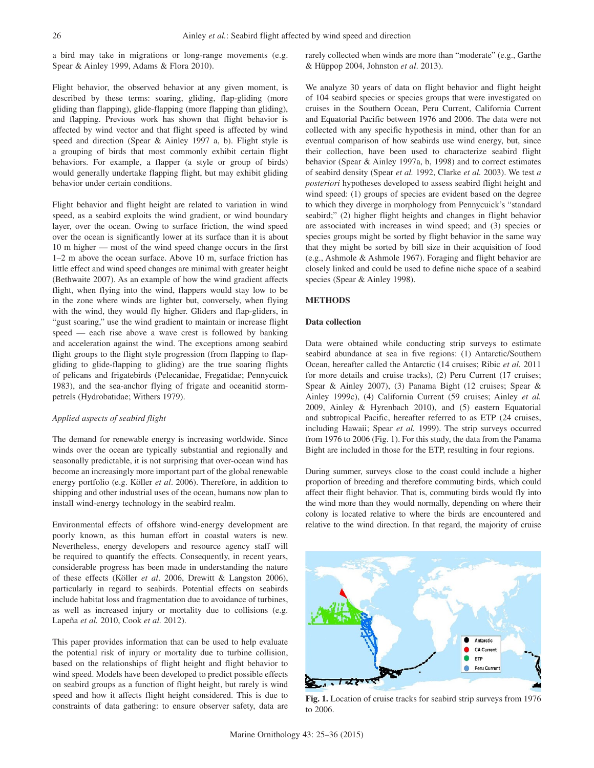a bird may take in migrations or long-range movements (e.g. Spear & Ainley 1999, Adams & Flora 2010).

Flight behavior, the observed behavior at any given moment, is described by these terms: soaring, gliding, flap-gliding (more gliding than flapping), glide-flapping (more flapping than gliding), and flapping. Previous work has shown that flight behavior is affected by wind vector and that flight speed is affected by wind speed and direction (Spear & Ainley 1997 a, b). Flight style is a grouping of birds that most commonly exhibit certain flight behaviors. For example, a flapper (a style or group of birds) would generally undertake flapping flight, but may exhibit gliding behavior under certain conditions.

Flight behavior and flight height are related to variation in wind speed, as a seabird exploits the wind gradient, or wind boundary layer, over the ocean. Owing to surface friction, the wind speed over the ocean is significantly lower at its surface than it is about 10 m higher — most of the wind speed change occurs in the first 1–2 m above the ocean surface. Above 10 m, surface friction has little effect and wind speed changes are minimal with greater height (Bethwaite 2007). As an example of how the wind gradient affects flight, when flying into the wind, flappers would stay low to be in the zone where winds are lighter but, conversely, when flying with the wind, they would fly higher. Gliders and flap-gliders, in "gust soaring," use the wind gradient to maintain or increase flight speed — each rise above a wave crest is followed by banking and acceleration against the wind. The exceptions among seabird flight groups to the flight style progression (from flapping to flap-gliding to glide-flapping to gliding) are the true soaring flights of pelicans and frigatebirds (Pelecanidae, Fregatidae; Pennycuick 1983), and the sea-anchor flying of frigate and oceanitid storm-petrels (Hydrobatidae; Withers 1979).

*Applied aspects of seabird flight*

The demand for renewable energy is increasing worldwide. Since winds over the ocean are typically substantial and regionally and seasonally predictable, it is not surprising that over-ocean wind has become an increasingly more important part of the global renewable energy portfolio (e.g. Köller *et al*. 2006). Therefore, in addition to shipping and other industrial uses of the ocean, humans now plan to install wind-energy technology in the seabird realm.

Environmental effects of offshore wind-energy development are poorly known, as this human effort in coastal waters is new. Nevertheless, energy developers and resource agency staff will be required to quantify the effects. Consequently, in recent years, considerable progress has been made in understanding the nature of these effects (Köller *et al*. 2006, Drewitt & Langston 2006), particularly in regard to seabirds. Potential effects on seabirds include habitat loss and fragmentation due to avoidance of turbines, as well as increased injury or mortality due to collisions (e.g. Lapeña *et al.* 2010, Cook *et al.* 2012).

This paper provides information that can be used to help evaluate the potential risk of injury or mortality due to turbine collision, based on the relationships of flight height and flight behavior to wind speed. Models have been developed to predict possible effects on seabird groups as a function of flight height, but rarely is wind speed and how it affects flight height considered. This is due to constraints of data gathering: to ensure observer safety, data are rarely collected when winds are more than "moderate" (e.g., Garthe & Hüppop 2004, Johnston *et al*. 2013).

We analyze 30 years of data on flight behavior and flight height of 104 seabird species or species groups that were investigated on cruises in the Southern Ocean, Peru Current, California Current and Equatorial Pacific between 1976 and 2006. The data were not collected with any specific hypothesis in mind, other than for an eventual comparison of how seabirds use wind energy, but, since their collection, have been used to characterize seabird flight behavior (Spear & Ainley 1997a, b, 1998) and to correct estimates of seabird density (Spear *et al.* 1992, Clarke *et al.* 2003). We test *a posteriori* hypotheses developed to assess seabird flight height and wind speed: (1) groups of species are evident based on the degree to which they diverge in morphology from Pennycuick's "standard seabird;" (2) higher flight heights and changes in flight behavior are associated with increases in wind speed; and (3) species or species groups might be sorted by flight behavior in the same way that they might be sorted by bill size in their acquisition of food (e.g., Ashmole & Ashmole 1967). Foraging and flight behavior are closely linked and could be used to define niche space of a seabird species (Spear & Ainley 1998).

## METHODS

### Data collection

Data were obtained while conducting strip surveys to estimate seabird abundance at sea in five regions: (1) Antarctic/Southern Ocean, hereafter called the Antarctic (14 cruises; Ribic *et al.* 2011 for more details and cruise tracks), (2) Peru Current (17 cruises; Spear & Ainley 2007), (3) Panama Bight (12 cruises; Spear & Ainley 1999c), (4) California Current (59 cruises; Ainley *et al.* 2009, Ainley & Hyrenbach 2010), and (5) eastern Equatorial and subtropical Pacific, hereafter referred to as ETP (24 cruises, including Hawaii; Spear *et al.* 1999). The strip surveys occurred from 1976 to 2006 (Fig. 1). For this study, the data from the Panama Bight are included in those for the ETP, resulting in four regions.

During summer, surveys close to the coast could include a higher proportion of breeding and therefore commuting birds, which could affect their flight behavior. That is, commuting birds would fly into the wind more than they would normally, depending on where their colony is located relative to where the birds are encountered and relative to the wind direction. In that regard, the majority of cruise

**Fig. 1.** Location of cruise tracks for seabird strip surveys from 1976 to 2006.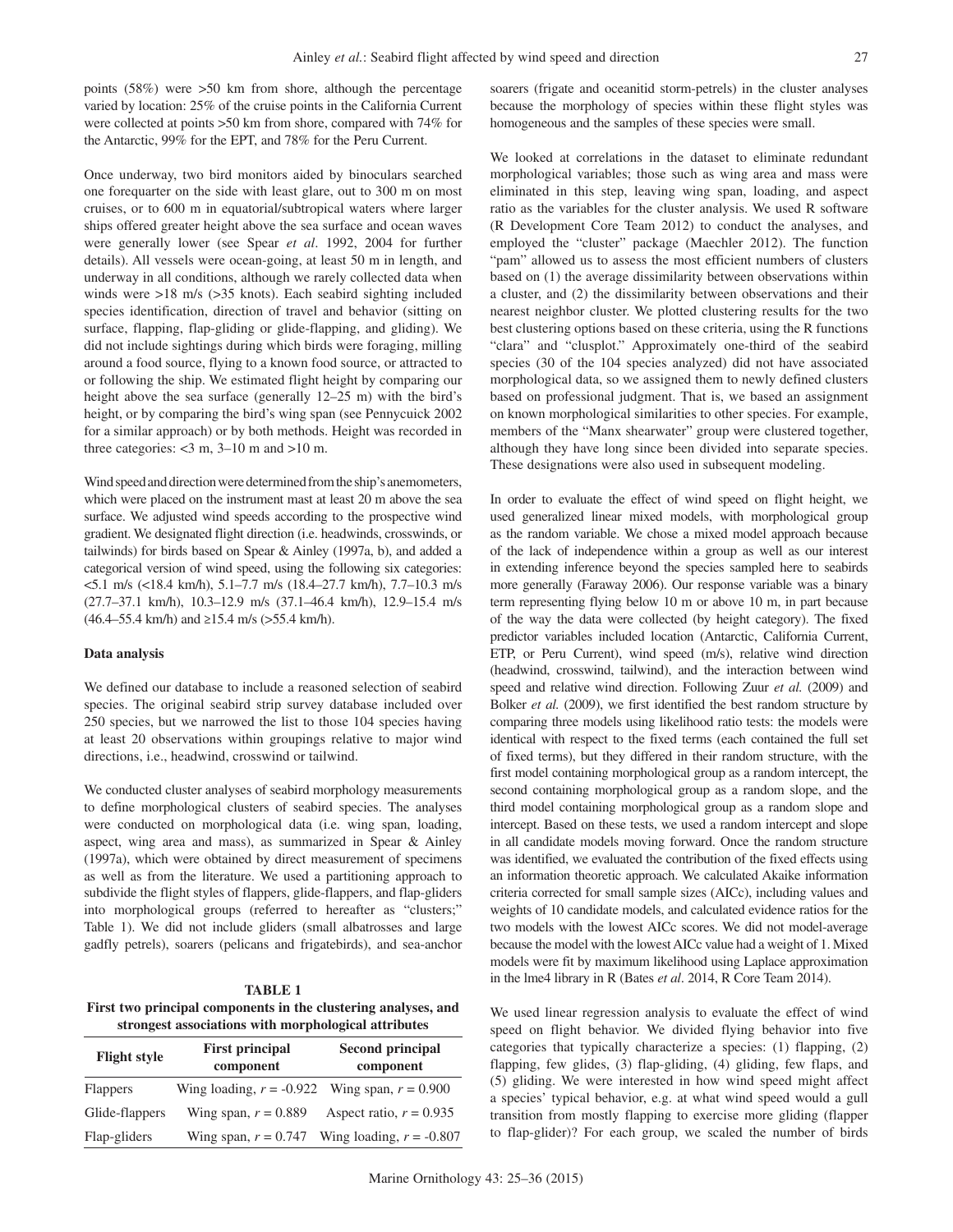points (58%) were >50 km from shore, although the percentage varied by location: 25% of the cruise points in the California Current were collected at points >50 km from shore, compared with 74% for the Antarctic, 99% for the EPT, and 78% for the Peru Current.

Once underway, two bird monitors aided by binoculars searched one forequarter on the side with least glare, out to 300 m on most cruises, or to 600 m in equatorial/subtropical waters where larger ships offered greater height above the sea surface and ocean waves were generally lower (see Spear *et al*. 1992, 2004 for further details). All vessels were ocean-going, at least 50 m in length, and underway in all conditions, although we rarely collected data when winds were >18 m/s (>35 knots). Each seabird sighting included species identification, direction of travel and behavior (sitting on surface, flapping, flap-gliding or glide-flapping, and gliding). We did not include sightings during which birds were foraging, milling around a food source, flying to a known food source, or attracted to or following the ship. We estimated flight height by comparing our height above the sea surface (generally 12–25 m) with the bird's height, or by comparing the bird's wing span (see Pennycuick 2002 for a similar approach) or by both methods. Height was recorded in three categories: <3 m, 3–10 m and >10 m.

Wind speed and direction were determined from the ship's anemometers, which were placed on the instrument mast at least 20 m above the sea surface. We adjusted wind speeds according to the prospective wind gradient. We designated flight direction (i.e. headwinds, crosswinds, or tailwinds) for birds based on Spear & Ainley (1997a, b), and added a categorical version of wind speed, using the following six categories: <5.1 m/s (<18.4 km/h), 5.1–7.7 m/s (18.4–27.7 km/h), 7.7–10.3 m/s (27.7–37.1 km/h), 10.3–12.9 m/s (37.1–46.4 km/h), 12.9–15.4 m/s (46.4–55.4 km/h) and ≥15.4 m/s (>55.4 km/h).

## Data analysis

We defined our database to include a reasoned selection of seabird species. The original seabird strip survey database included over 250 species, but we narrowed the list to those 104 species having at least 20 observations within groupings relative to major wind directions, i.e., headwind, crosswind or tailwind.

We conducted cluster analyses of seabird morphology measurements to define morphological clusters of seabird species. The analyses were conducted on morphological data (i.e. wing span, loading, aspect, wing area and mass), as summarized in Spear & Ainley (1997a), which were obtained by direct measurement of specimens as well as from the literature. We used a partitioning approach to subdivide the flight styles of flappers, glide-flappers, and flap-gliders into morphological groups (referred to hereafter as "clusters;" Table 1). We did not include gliders (small albatrosses and large gadfly petrels), soarers (pelicans and frigatebirds), and sea-anchor soarers (frigate and oceanitid storm-petrels) in the cluster analyses because the morphology of species within these flight styles was homogeneous and the samples of these species were small.

**TABLE 1**
**First two principal components in the clustering analyses, and strongest associations with morphological attributes**

| Flight style | First principal component | Second principal component |
|---|---|---|
| Flappers | Wing loading, $r = -0.922$ | Wing span, $r = 0.900$ |
| Glide-flappers | Wing span, $r = 0.889$ | Aspect ratio, $r = 0.935$ |
| Flap-gliders | Wing span, $r = 0.747$ | Wing loading, $r = -0.807$ |

We looked at correlations in the dataset to eliminate redundant morphological variables; those such as wing area and mass were eliminated in this step, leaving wing span, loading, and aspect ratio as the variables for the cluster analysis. We used R software (R Development Core Team 2012) to conduct the analyses, and employed the "cluster" package (Maechler 2012). The function "pam" allowed us to assess the most efficient numbers of clusters based on (1) the average dissimilarity between observations within a cluster, and (2) the dissimilarity between observations and their nearest neighbor cluster. We plotted clustering results for the two best clustering options based on these criteria, using the R functions "clara" and "clusplot." Approximately one-third of the seabird species (30 of the 104 species analyzed) did not have associated morphological data, so we assigned them to newly defined clusters based on professional judgment. That is, we based an assignment on known morphological similarities to other species. For example, members of the "Manx shearwater" group were clustered together, although they have long since been divided into separate species. These designations were also used in subsequent modeling.

In order to evaluate the effect of wind speed on flight height, we used generalized linear mixed models, with morphological group as the random variable. We chose a mixed model approach because of the lack of independence within a group as well as our interest in extending inference beyond the species sampled here to seabirds more generally (Faraway 2006). Our response variable was a binary term representing flying below 10 m or above 10 m, in part because of the way the data were collected (by height category). The fixed predictor variables included location (Antarctic, California Current, ETP, or Peru Current), wind speed (m/s), relative wind direction (headwind, crosswind, tailwind), and the interaction between wind speed and relative wind direction. Following Zuur *et al.* (2009) and Bolker *et al.* (2009), we first identified the best random structure by comparing three models using likelihood ratio tests: the models were identical with respect to the fixed terms (each contained the full set of fixed terms), but they differed in their random structure, with the first model containing morphological group as a random intercept, the second containing morphological group as a random slope, and the third model containing morphological group as a random slope and intercept. Based on these tests, we used a random intercept and slope in all candidate models moving forward. Once the random structure was identified, we evaluated the contribution of the fixed effects using an information theoretic approach. We calculated Akaike information criteria corrected for small sample sizes (AICc), including values and weights of 10 candidate models, and calculated evidence ratios for the two models with the lowest AICc scores. We did not model-average because the model with the lowest AICc value had a weight of 1. Mixed models were fit by maximum likelihood using Laplace approximation in the lme4 library in R (Bates *et al*. 2014, R Core Team 2014).

We used linear regression analysis to evaluate the effect of wind speed on flight behavior. We divided flying behavior into five categories that typically characterize a species: (1) flapping, (2) flapping, few glides, (3) flap-gliding, (4) gliding, few flaps, and (5) gliding. We were interested in how wind speed might affect a species' typical behavior, e.g. at what wind speed would a gull transition from mostly flapping to exercise more gliding (flapper to flap-glider)? For each group, we scaled the number of birds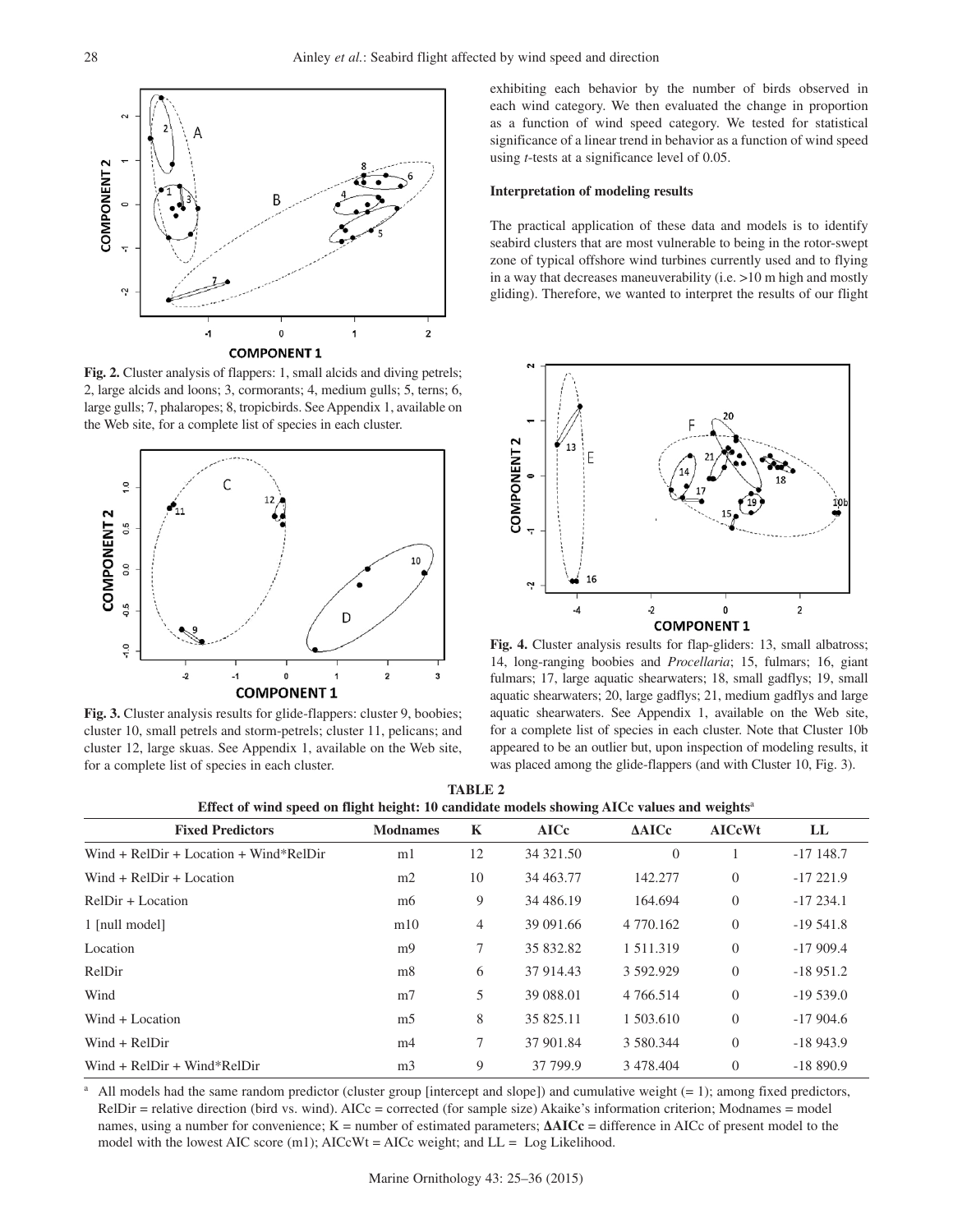**Fig. 2.** Cluster analysis of flappers: 1, small alcids and diving petrels; 2, large alcids and loons; 3, cormorants; 4, medium gulls; 5, terns; 6, large gulls; 7, phalaropes; 8, tropicbirds. See Appendix 1, available on the Web site, for a complete list of species in each cluster.

**Fig. 3.** Cluster analysis results for glide-flappers: cluster 9, boobies; cluster 10, small petrels and storm-petrels; cluster 11, pelicans; and cluster 12, large skuas. See Appendix 1, available on the Web site, for a complete list of species in each cluster.

exhibiting each behavior by the number of birds observed in each wind category. We then evaluated the change in proportion as a function of wind speed category. We tested for statistical significance of a linear trend in behavior as a function of wind speed using *t*-tests at a significance level of 0.05.

### Interpretation of modeling results

The practical application of these data and models is to identify seabird clusters that are most vulnerable to being in the rotor-swept zone of typical offshore wind turbines currently used and to flying in a way that decreases maneuverability (i.e. >10 m high and mostly gliding). Therefore, we wanted to interpret the results of our flight

**Fig. 4.** Cluster analysis results for flap-gliders: 13, small albatross; 14, long-ranging boobies and *Procellaria*; 15, fulmars; 16, giant fulmars; 17, large aquatic shearwaters; 18, small gadflys; 19, small aquatic shearwaters; 20, large gadflys; 21, medium gadflys and large aquatic shearwaters. See Appendix 1, available on the Web site, for a complete list of species in each cluster. Note that Cluster 10b appeared to be an outlier but, upon inspection of modeling results, it was placed among the glide-flappers (and with Cluster 10, Fig. 3).

**TABLE 2**
**Effect of wind speed on flight height: 10 candidate models showing AICc values and weights[a]**

| Fixed Predictors | Modnames | K | AICc | ΔAICc | AICcWt | LL |
|---|---|---|---|---|---|---|
| Wind + RelDir + Location + Wind*RelDir | m1 | 12 | 34 321.50 | 0 | 1 | -17 148.7 |
| Wind + RelDir + Location | m2 | 10 | 34 463.77 | 142.277 | 0 | -17 221.9 |
| RelDir + Location | m6 | 9 | 34 486.19 | 164.694 | 0 | -17 234.1 |
| 1 [null model] | m10 | 4 | 39 091.66 | 4 770.162 | 0 | -19 541.8 |
| Location | m9 | 7 | 35 832.82 | 1 511.319 | 0 | -17 909.4 |
| RelDir | m8 | 6 | 37 914.43 | 3 592.929 | 0 | -18 951.2 |
| Wind | m7 | 5 | 39 088.01 | 4 766.514 | 0 | -19 539.0 |
| Wind + Location | m5 | 8 | 35 825.11 | 1 503.610 | 0 | -17 904.6 |
| Wind + RelDir | m4 | 7 | 37 901.84 | 3 580.344 | 0 | -18 943.9 |
| Wind + RelDir + Wind*RelDir | m3 | 9 | 37 799.9 | 3 478.404 | 0 | -18 890.9 |

[a] All models had the same random predictor (cluster group [intercept and slope]) and cumulative weight (= 1); among fixed predictors, RelDir = relative direction (bird vs. wind). AICc = corrected (for sample size) Akaike's information criterion; Modnames = model names, using a number for convenience; K = number of estimated parameters; **ΔAICc** = difference in AICc of present model to the model with the lowest AIC score (m1); AICcWt = AICc weight; and LL = Log Likelihood.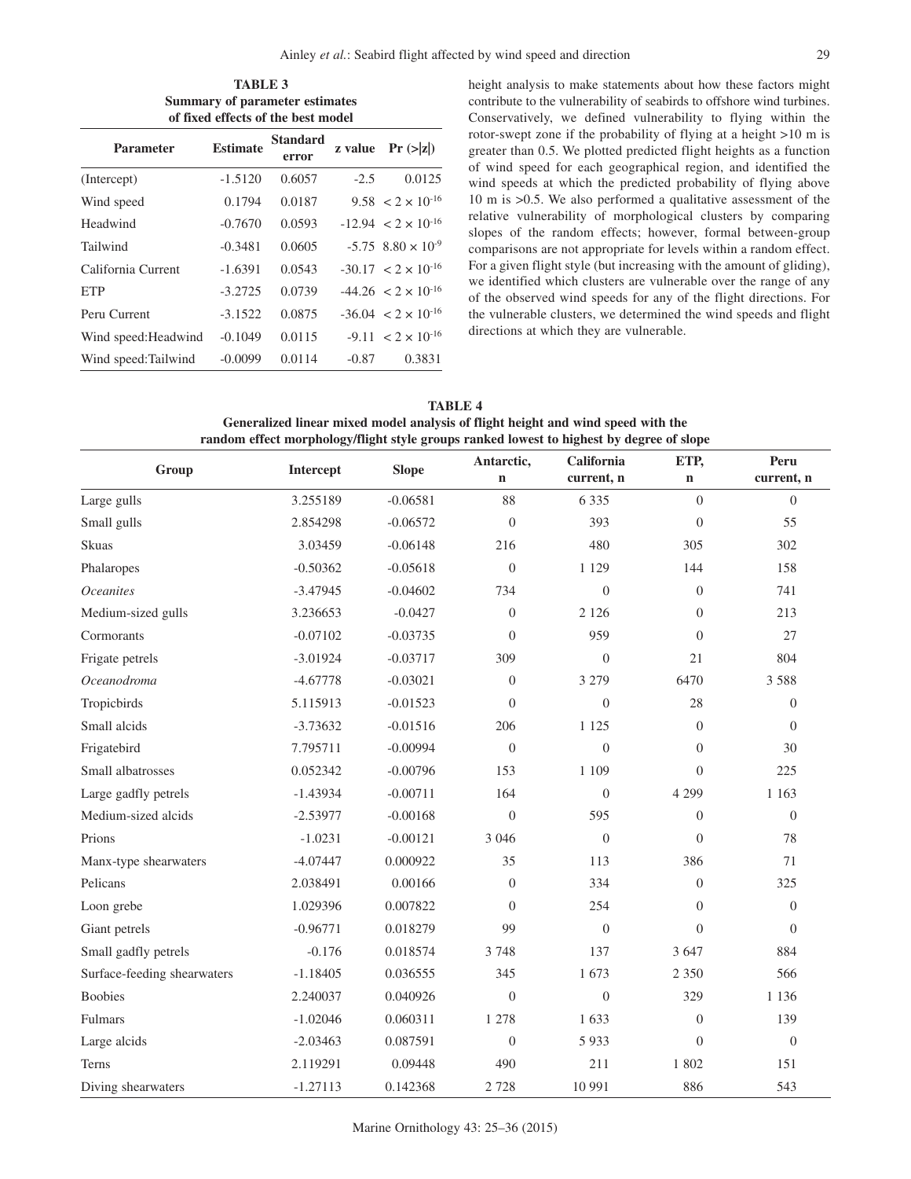**TABLE 3**
**Summary of parameter estimates of fixed effects of the best model**

| Parameter | Estimate | Standard error | z value | Pr (>\|z\|) |
|---|---|---|---|---|
| (Intercept) | -1.5120 | 0.6057 | -2.5 | 0.0125 |
| Wind speed | 0.1794 | 0.0187 | 9.58 | $< 2 \times 10^{-16}$ |
| Headwind | -0.7670 | 0.0593 | -12.94 | $< 2 \times 10^{-16}$ |
| Tailwind | -0.3481 | 0.0605 | -5.75 | $8.80 \times 10^{-9}$ |
| California Current | -1.6391 | 0.0543 | -30.17 | $< 2 \times 10^{-16}$ |
| ETP | -3.2725 | 0.0739 | -44.26 | $< 2 \times 10^{-16}$ |
| Peru Current | -3.1522 | 0.0875 | -36.04 | $< 2 \times 10^{-16}$ |
| Wind speed:Headwind | -0.1049 | 0.0115 | -9.11 | $< 2 \times 10^{-16}$ |
| Wind speed:Tailwind | -0.0099 | 0.0114 | -0.87 | 0.3831 |

height analysis to make statements about how these factors might contribute to the vulnerability of seabirds to offshore wind turbines. Conservatively, we defined vulnerability to flying within the rotor-swept zone if the probability of flying at a height >10 m is greater than 0.5. We plotted predicted flight heights as a function of wind speed for each geographical region, and identified the wind speeds at which the predicted probability of flying above 10 m is >0.5. We also performed a qualitative assessment of the relative vulnerability of morphological clusters by comparing slopes of the random effects; however, formal between-group comparisons are not appropriate for levels within a random effect. For a given flight style (but increasing with the amount of gliding), we identified which clusters are vulnerable over the range of any of the observed wind speeds for any of the flight directions. For the vulnerable clusters, we determined the wind speeds and flight directions at which they are vulnerable.

**TABLE 4**
**Generalized linear mixed model analysis of flight height and wind speed with the random effect morphology/flight style groups ranked lowest to highest by degree of slope**

| Group | Intercept | Slope | Antarctic, n | California current, n | ETP, n | Peru current, n |
|---|---|---|---|---|---|---|
| Large gulls | 3.255189 | -0.06581 | 88 | 6 335 | 0 | 0 |
| Small gulls | 2.854298 | -0.06572 | 0 | 393 | 0 | 55 |
| Skuas | 3.03459 | -0.06148 | 216 | 480 | 305 | 302 |
| Phalaropes | -0.50362 | -0.05618 | 0 | 1 129 | 144 | 158 |
| *Oceanites* | -3.47945 | -0.04602 | 734 | 0 | 0 | 741 |
| Medium-sized gulls | 3.236653 | -0.0427 | 0 | 2 126 | 0 | 213 |
| Cormorants | -0.07102 | -0.03735 | 0 | 959 | 0 | 27 |
| Frigate petrels | -3.01924 | -0.03717 | 309 | 0 | 21 | 804 |
| *Oceanodroma* | -4.67778 | -0.03021 | 0 | 3 279 | 6470 | 3 588 |
| Tropicbirds | 5.115913 | -0.01523 | 0 | 0 | 28 | 0 |
| Small alcids | -3.73632 | -0.01516 | 206 | 1 125 | 0 | 0 |
| Frigatebird | 7.795711 | -0.00994 | 0 | 0 | 0 | 30 |
| Small albatrosses | 0.052342 | -0.00796 | 153 | 1 109 | 0 | 225 |
| Large gadfly petrels | -1.43934 | -0.00711 | 164 | 0 | 4 299 | 1 163 |
| Medium-sized alcids | -2.53977 | -0.00168 | 0 | 595 | 0 | 0 |
| Prions | -1.0231 | -0.00121 | 3 046 | 0 | 0 | 78 |
| Manx-type shearwaters | -4.07447 | 0.000922 | 35 | 113 | 386 | 71 |
| Pelicans | 2.038491 | 0.00166 | 0 | 334 | 0 | 325 |
| Loon grebe | 1.029396 | 0.007822 | 0 | 254 | 0 | 0 |
| Giant petrels | -0.96771 | 0.018279 | 99 | 0 | 0 | 0 |
| Small gadfly petrels | -0.176 | 0.018574 | 3 748 | 137 | 3 647 | 884 |
| Surface-feeding shearwaters | -1.18405 | 0.036555 | 345 | 1 673 | 2 350 | 566 |
| Boobies | 2.240037 | 0.040926 | 0 | 0 | 329 | 1 136 |
| Fulmars | -1.02046 | 0.060311 | 1 278 | 1 633 | 0 | 139 |
| Large alcids | -2.03463 | 0.087591 | 0 | 5 933 | 0 | 0 |
| Terns | 2.119291 | 0.09448 | 490 | 211 | 1 802 | 151 |
| Diving shearwaters | -1.27113 | 0.142368 | 2 728 | 10 991 | 886 | 543 |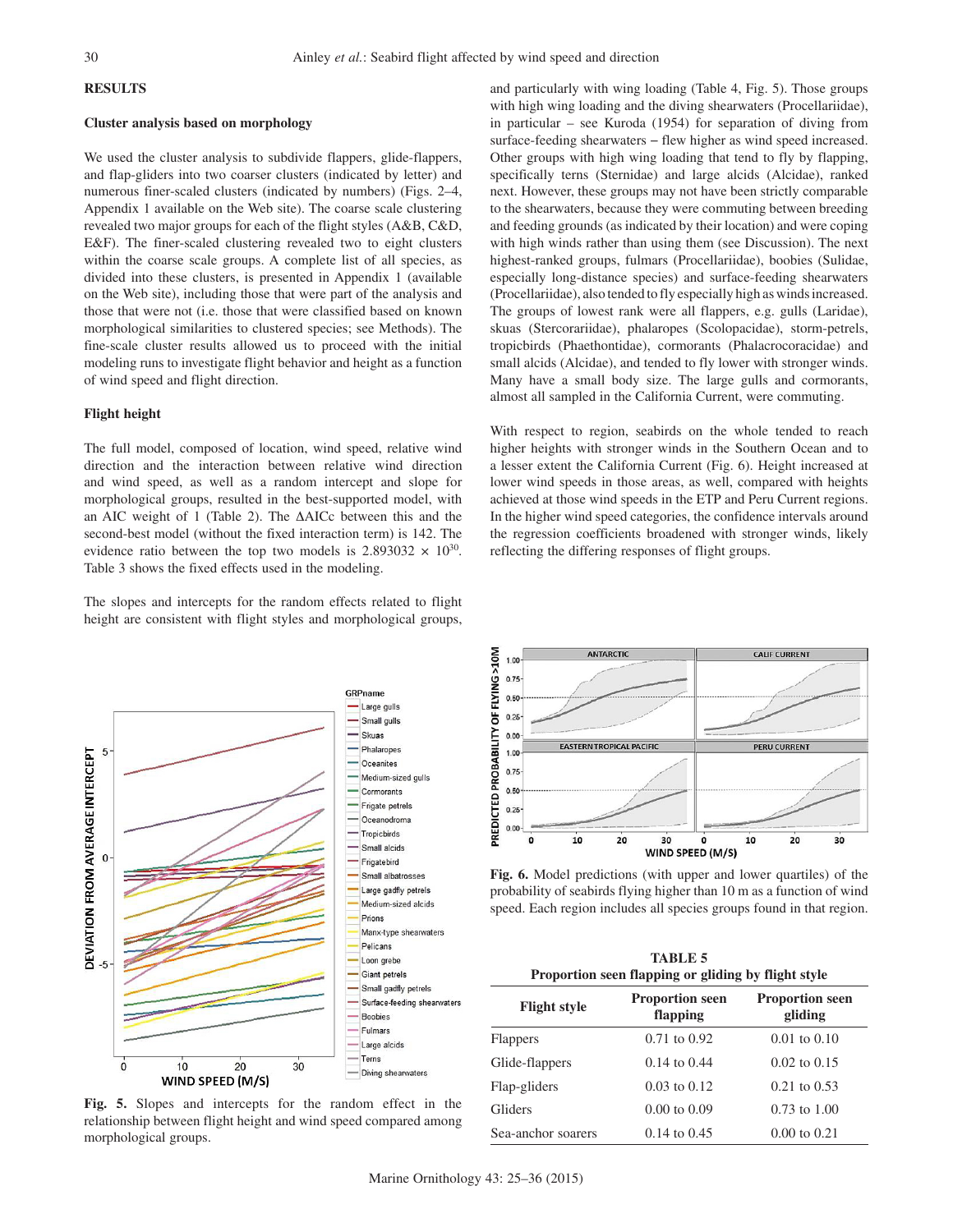## RESULTS

### Cluster analysis based on morphology

We used the cluster analysis to subdivide flappers, glide-flappers, and flap-gliders into two coarser clusters (indicated by letter) and numerous finer-scaled clusters (indicated by numbers) (Figs. 2–4, Appendix 1 available on the Web site). The coarse scale clustering revealed two major groups for each of the flight styles (A&B, C&D, E&F). The finer-scaled clustering revealed two to eight clusters within the coarse scale groups. A complete list of all species, as divided into these clusters, is presented in Appendix 1 (available on the Web site), including those that were part of the analysis and those that were not (i.e. those that were classified based on known morphological similarities to clustered species; see Methods). The fine-scale cluster results allowed us to proceed with the initial modeling runs to investigate flight behavior and height as a function of wind speed and flight direction.

### Flight height

The full model, composed of location, wind speed, relative wind direction and the interaction between relative wind direction and wind speed, as well as a random intercept and slope for morphological groups, resulted in the best-supported model, with an AIC weight of 1 (Table 2). The ΔAICc between this and the second-best model (without the fixed interaction term) is 142. The evidence ratio between the top two models is $2.893032 \times 10^{30}$. Table 3 shows the fixed effects used in the modeling.

The slopes and intercepts for the random effects related to flight height are consistent with flight styles and morphological groups, and particularly with wing loading (Table 4, Fig. 5). Those groups with high wing loading and the diving shearwaters (Procellariidae), in particular – see Kuroda (1954) for separation of diving from surface-feeding shearwaters – flew higher as wind speed increased. Other groups with high wing loading that tend to fly by flapping, specifically terns (Sternidae) and large alcids (Alcidae), ranked next. However, these groups may not have been strictly comparable to the shearwaters, because they were commuting between breeding and feeding grounds (as indicated by their location) and were coping with high winds rather than using them (see Discussion). The next highest-ranked groups, fulmars (Procellariidae), boobies (Sulidae, especially long-distance species) and surface-feeding shearwaters (Procellariidae), also tended to fly especially high as winds increased. The groups of lowest rank were all flappers, e.g. gulls (Laridae), skuas (Stercorariidae), phalaropes (Scolopacidae), storm-petrels, tropicbirds (Phaethontidae), cormorants (Phalacrocoracidae) and small alcids (Alcidae), and tended to fly lower with stronger winds. Many have a small body size. The large gulls and cormorants, almost all sampled in the California Current, were commuting.

With respect to region, seabirds on the whole tended to reach higher heights with stronger winds in the Southern Ocean and to a lesser extent the California Current (Fig. 6). Height increased at lower wind speeds in those areas, as well, compared with heights achieved at those wind speeds in the ETP and Peru Current regions. In the higher wind speed categories, the confidence intervals around the regression coefficients broadened with stronger winds, likely reflecting the differing responses of flight groups.

**Fig. 5.** Slopes and intercepts for the random effect in the relationship between flight height and wind speed compared among morphological groups.

**Fig. 6.** Model predictions (with upper and lower quartiles) of the probability of seabirds flying higher than 10 m as a function of wind speed. Each region includes all species groups found in that region.

**TABLE 5**
**Proportion seen flapping or gliding by flight style**

| Flight style | Proportion seen flapping | Proportion seen gliding |
|---|---|---|
| Flappers | 0.71 to 0.92 | 0.01 to 0.10 |
| Glide-flappers | 0.14 to 0.44 | 0.02 to 0.15 |
| Flap-gliders | 0.03 to 0.12 | 0.21 to 0.53 |
| Gliders | 0.00 to 0.09 | 0.73 to 1.00 |
| Sea-anchor soarers | 0.14 to 0.45 | 0.00 to 0.21 |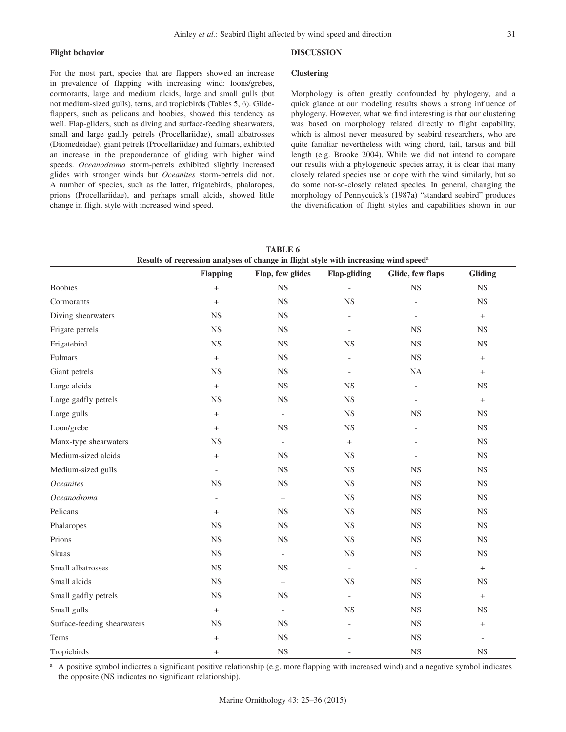### Flight behavior

For the most part, species that are flappers showed an increase in prevalence of flapping with increasing wind: loons/grebes, cormorants, large and medium alcids, large and small gulls (but not medium-sized gulls), terns, and tropicbirds (Tables 5, 6). Glide-flappers, such as pelicans and boobies, showed this tendency as well. Flap-gliders, such as diving and surface-feeding shearwaters, small and large gadfly petrels (Procellariidae), small albatrosses (Diomedeidae), giant petrels (Procellariidae) and fulmars, exhibited an increase in the preponderance of gliding with higher wind speeds. *Oceanodroma* storm-petrels exhibited slightly increased glides with stronger winds but *Oceanites* storm-petrels did not. A number of species, such as the latter, frigatebirds, phalaropes, prions (Procellariidae), and perhaps small alcids, showed little change in flight style with increased wind speed.

## DISCUSSION

### Clustering

Morphology is often greatly confounded by phylogeny, and a quick glance at our modeling results shows a strong influence of phylogeny. However, what we find interesting is that our clustering was based on morphology related directly to flight capability, which is almost never measured by seabird researchers, who are quite familiar nevertheless with wing chord, tail, tarsus and bill length (e.g. Brooke 2004). While we did not intend to compare our results with a phylogenetic species array, it is clear that many closely related species use or cope with the wind similarly, but so do some not-so-closely related species. In general, changing the morphology of Pennycuick's (1987a) "standard seabird" produces the diversification of flight styles and capabilities shown in our

**TABLE 6**
**Results of regression analyses of change in flight style with increasing wind speed[a]**

| | Flapping | Flap, few glides | Flap-gliding | Glide, few flaps | Gliding |
|---|---|---|---|---|---|
| Boobies | + | NS | - | NS | NS |
| Cormorants | + | NS | NS | - | NS |
| Diving shearwaters | NS | NS | - | - | + |
| Frigate petrels | NS | NS | - | NS | NS |
| Frigatebird | NS | NS | NS | NS | NS |
| Fulmars | + | NS | - | NS | + |
| Giant petrels | NS | NS | - | NA | + |
| Large alcids | + | NS | NS | - | NS |
| Large gadfly petrels | NS | NS | NS | - | + |
| Large gulls | + | - | NS | NS | NS |
| Loon/grebe | + | NS | NS | - | NS |
| Manx-type shearwaters | NS | - | + | - | NS |
| Medium-sized alcids | + | NS | NS | - | NS |
| Medium-sized gulls | - | NS | NS | NS | NS |
| *Oceanites* | NS | NS | NS | NS | NS |
| *Oceanodroma* | - | + | NS | NS | NS |
| Pelicans | + | NS | NS | NS | NS |
| Phalaropes | NS | NS | NS | NS | NS |
| Prions | NS | NS | NS | NS | NS |
| Skuas | NS | - | NS | NS | NS |
| Small albatrosses | NS | NS | - | - | + |
| Small alcids | NS | + | NS | NS | NS |
| Small gadfly petrels | NS | NS | - | NS | + |
| Small gulls | + | - | NS | NS | NS |
| Surface-feeding shearwaters | NS | NS | - | NS | + |
| Terns | + | NS | - | NS | - |
| Tropicbirds | + | NS | - | NS | NS |

[a] A positive symbol indicates a significant positive relationship (e.g. more flapping with increased wind) and a negative symbol indicates the opposite (NS indicates no significant relationship).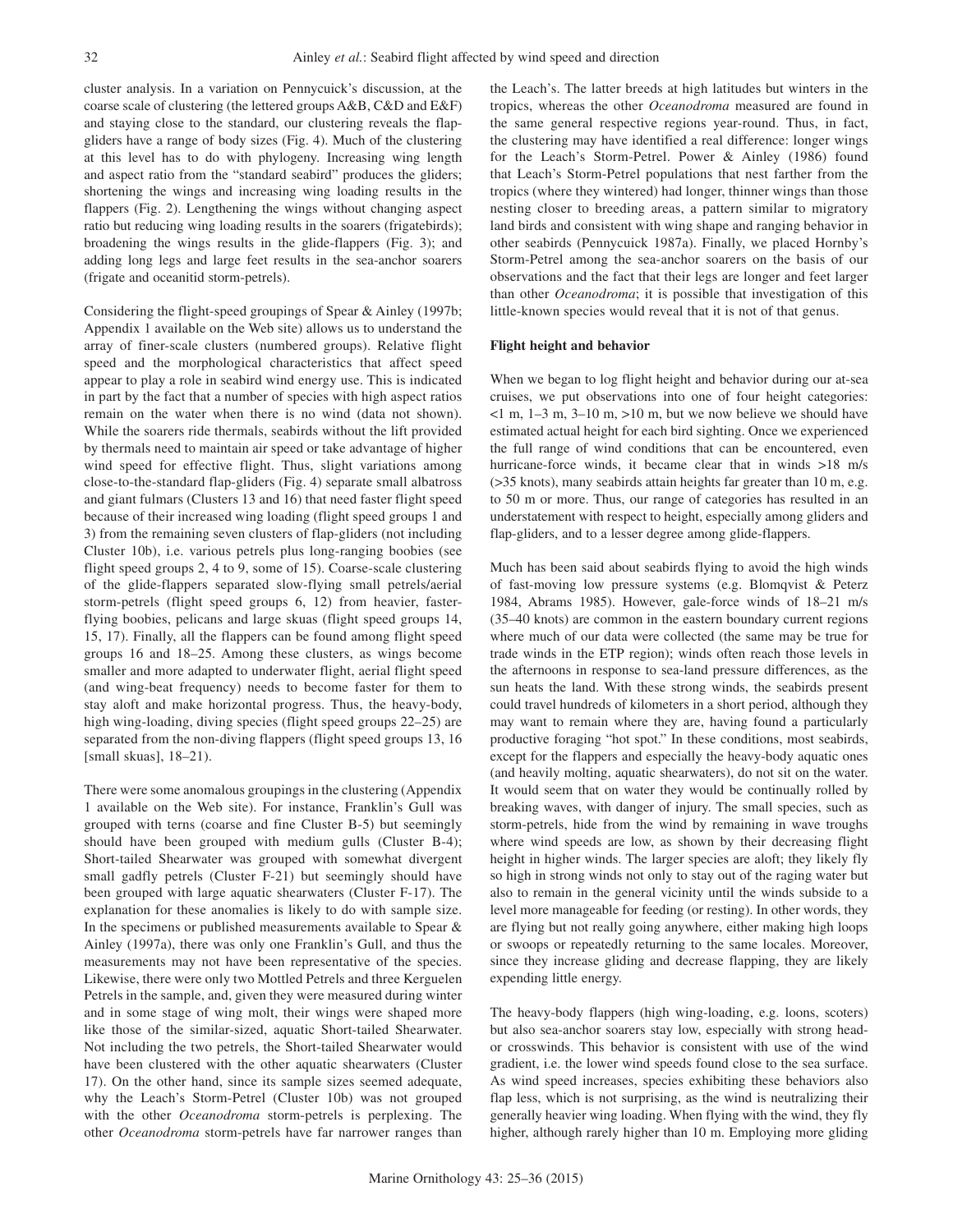cluster analysis. In a variation on Pennycuick's discussion, at the coarse scale of clustering (the lettered groups A&B, C&D and E&F) and staying close to the standard, our clustering reveals the flap-gliders have a range of body sizes (Fig. 4). Much of the clustering at this level has to do with phylogeny. Increasing wing length and aspect ratio from the "standard seabird" produces the gliders; shortening the wings and increasing wing loading results in the flappers (Fig. 2). Lengthening the wings without changing aspect ratio but reducing wing loading results in the soarers (frigatebirds); broadening the wings results in the glide-flappers (Fig. 3); and adding long legs and large feet results in the sea-anchor soarers (frigate and oceanitid storm-petrels).

Considering the flight-speed groupings of Spear & Ainley (1997b; Appendix 1 available on the Web site) allows us to understand the array of finer-scale clusters (numbered groups). Relative flight speed and the morphological characteristics that affect speed appear to play a role in seabird wind energy use. This is indicated in part by the fact that a number of species with high aspect ratios remain on the water when there is no wind (data not shown). While the soarers ride thermals, seabirds without the lift provided by thermals need to maintain air speed or take advantage of higher wind speed for effective flight. Thus, slight variations among close-to-the-standard flap-gliders (Fig. 4) separate small albatross and giant fulmars (Clusters 13 and 16) that need faster flight speed because of their increased wing loading (flight speed groups 1 and 3) from the remaining seven clusters of flap-gliders (not including Cluster 10b), i.e. various petrels plus long-ranging boobies (see flight speed groups 2, 4 to 9, some of 15). Coarse-scale clustering of the glide-flappers separated slow-flying small petrels/aerial storm-petrels (flight speed groups 6, 12) from heavier, faster-flying boobies, pelicans and large skuas (flight speed groups 14, 15, 17). Finally, all the flappers can be found among flight speed groups 16 and 18–25. Among these clusters, as wings become smaller and more adapted to underwater flight, aerial flight speed (and wing-beat frequency) needs to become faster for them to stay aloft and make horizontal progress. Thus, the heavy-body, high wing-loading, diving species (flight speed groups 22–25) are separated from the non-diving flappers (flight speed groups 13, 16 [small skuas], 18–21).

There were some anomalous groupings in the clustering (Appendix 1 available on the Web site). For instance, Franklin's Gull was grouped with terns (coarse and fine Cluster B-5) but seemingly should have been grouped with medium gulls (Cluster B-4); Short-tailed Shearwater was grouped with somewhat divergent small gadfly petrels (Cluster F-21) but seemingly should have been grouped with large aquatic shearwaters (Cluster F-17). The explanation for these anomalies is likely to do with sample size. In the specimens or published measurements available to Spear & Ainley (1997a), there was only one Franklin's Gull, and thus the measurements may not have been representative of the species. Likewise, there were only two Mottled Petrels and three Kerguelen Petrels in the sample, and, given they were measured during winter and in some stage of wing molt, their wings were shaped more like those of the similar-sized, aquatic Short-tailed Shearwater. Not including the two petrels, the Short-tailed Shearwater would have been clustered with the other aquatic shearwaters (Cluster 17). On the other hand, since its sample sizes seemed adequate, why the Leach's Storm-Petrel (Cluster 10b) was not grouped with the other *Oceanodroma* storm-petrels is perplexing. The other *Oceanodroma* storm-petrels have far narrower ranges than the Leach's. The latter breeds at high latitudes but winters in the tropics, whereas the other *Oceanodroma* measured are found in the same general respective regions year-round. Thus, in fact, the clustering may have identified a real difference: longer wings for the Leach's Storm-Petrel. Power & Ainley (1986) found that Leach's Storm-Petrel populations that nest farther from the tropics (where they wintered) had longer, thinner wings than those nesting closer to breeding areas, a pattern similar to migratory land birds and consistent with wing shape and ranging behavior in other seabirds (Pennycuick 1987a). Finally, we placed Hornby's Storm-Petrel among the sea-anchor soarers on the basis of our observations and the fact that their legs are longer and feet larger than other *Oceanodroma*; it is possible that investigation of this little-known species would reveal that it is not of that genus.

### Flight height and behavior

When we began to log flight height and behavior during our at-sea cruises, we put observations into one of four height categories: <1 m, 1–3 m, 3–10 m, >10 m, but we now believe we should have estimated actual height for each bird sighting. Once we experienced the full range of wind conditions that can be encountered, even hurricane-force winds, it became clear that in winds >18 m/s (>35 knots), many seabirds attain heights far greater than 10 m, e.g. to 50 m or more. Thus, our range of categories has resulted in an understatement with respect to height, especially among gliders and flap-gliders, and to a lesser degree among glide-flappers.

Much has been said about seabirds flying to avoid the high winds of fast-moving low pressure systems (e.g. Blomqvist & Peterz 1984, Abrams 1985). However, gale-force winds of 18–21 m/s (35–40 knots) are common in the eastern boundary current regions where much of our data were collected (the same may be true for trade winds in the ETP region); winds often reach those levels in the afternoons in response to sea-land pressure differences, as the sun heats the land. With these strong winds, the seabirds present could travel hundreds of kilometers in a short period, although they may want to remain where they are, having found a particularly productive foraging "hot spot." In these conditions, most seabirds, except for the flappers and especially the heavy-body aquatic ones (and heavily molting, aquatic shearwaters), do not sit on the water. It would seem that on water they would be continually rolled by breaking waves, with danger of injury. The small species, such as storm-petrels, hide from the wind by remaining in wave troughs where wind speeds are low, as shown by their decreasing flight height in higher winds. The larger species are aloft; they likely fly so high in strong winds not only to stay out of the raging water but also to remain in the general vicinity until the winds subside to a level more manageable for feeding (or resting). In other words, they are flying but not really going anywhere, either making high loops or swoops or repeatedly returning to the same locales. Moreover, since they increase gliding and decrease flapping, they are likely expending little energy.

The heavy-body flappers (high wing-loading, e.g. loons, scoters) but also sea-anchor soarers stay low, especially with strong head- or crosswinds. This behavior is consistent with use of the wind gradient, i.e. the lower wind speeds found close to the sea surface. As wind speed increases, species exhibiting these behaviors also flap less, which is not surprising, as the wind is neutralizing their generally heavier wing loading. When flying with the wind, they fly higher, although rarely higher than 10 m. Employing more gliding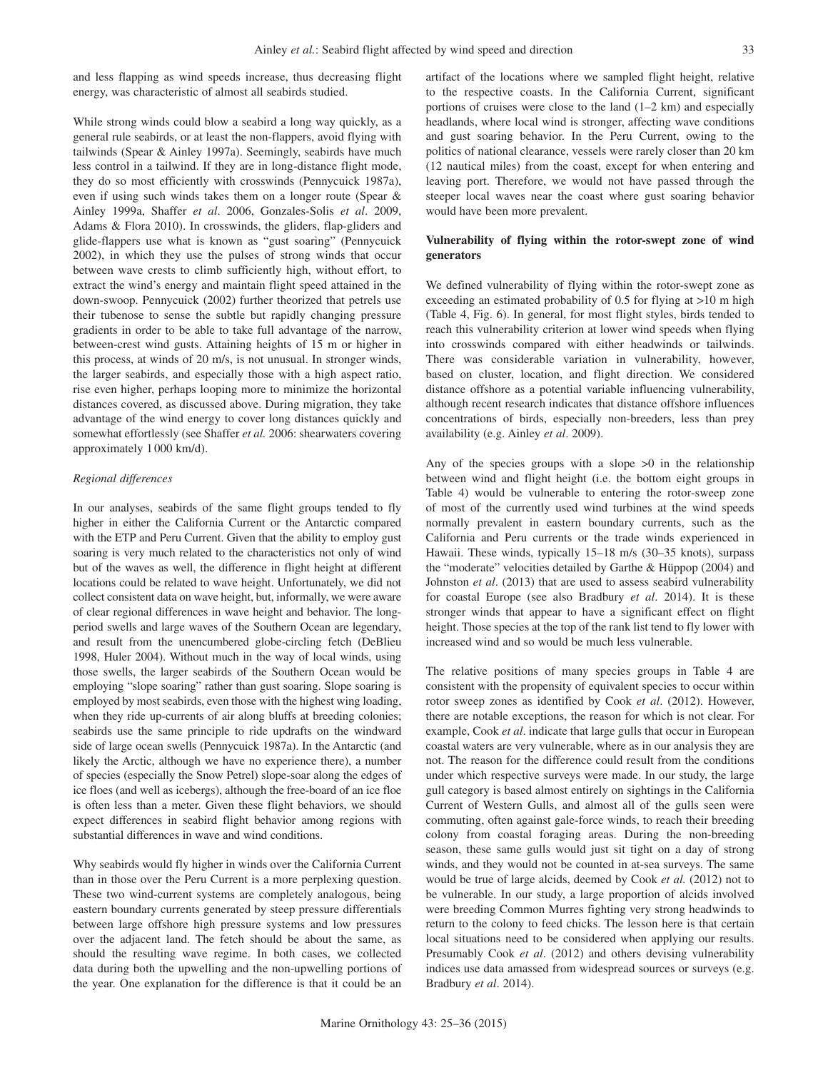and less flapping as wind speeds increase, thus decreasing flight energy, was characteristic of almost all seabirds studied.

While strong winds could blow a seabird a long way quickly, as a general rule seabirds, or at least the non-flappers, avoid flying with tailwinds (Spear & Ainley 1997a). Seemingly, seabirds have much less control in a tailwind. If they are in long-distance flight mode, they do so most efficiently with crosswinds (Pennycuick 1987a), even if using such winds takes them on a longer route (Spear & Ainley 1999a, Shaffer *et al*. 2006, Gonzales-Solis *et al*. 2009, Adams & Flora 2010). In crosswinds, the gliders, flap-gliders and glide-flappers use what is known as "gust soaring" (Pennycuick 2002), in which they use the pulses of strong winds that occur between wave crests to climb sufficiently high, without effort, to extract the wind's energy and maintain flight speed attained in the down-swoop. Pennycuick (2002) further theorized that petrels use their tubenose to sense the subtle but rapidly changing pressure gradients in order to be able to take full advantage of the narrow, between-crest wind gusts. Attaining heights of 15 m or higher in this process, at winds of 20 m/s, is not unusual. In stronger winds, the larger seabirds, and especially those with a high aspect ratio, rise even higher, perhaps looping more to minimize the horizontal distances covered, as discussed above. During migration, they take advantage of the wind energy to cover long distances quickly and somewhat effortlessly (see Shaffer *et al.* 2006: shearwaters covering approximately 1 000 km/d).

*Regional differences*

In our analyses, seabirds of the same flight groups tended to fly higher in either the California Current or the Antarctic compared with the ETP and Peru Current. Given that the ability to employ gust soaring is very much related to the characteristics not only of wind but of the waves as well, the difference in flight height at different locations could be related to wave height. Unfortunately, we did not collect consistent data on wave height, but, informally, we were aware of clear regional differences in wave height and behavior. The long-period swells and large waves of the Southern Ocean are legendary, and result from the unencumbered globe-circling fetch (DeBlieu 1998, Huler 2004). Without much in the way of local winds, using those swells, the larger seabirds of the Southern Ocean would be employing "slope soaring" rather than gust soaring. Slope soaring is employed by most seabirds, even those with the highest wing loading, when they ride up-currents of air along bluffs at breeding colonies; seabirds use the same principle to ride updrafts on the windward side of large ocean swells (Pennycuick 1987a). In the Antarctic (and likely the Arctic, although we have no experience there), a number of species (especially the Snow Petrel) slope-soar along the edges of ice floes (and well as icebergs), although the free-board of an ice floe is often less than a meter. Given these flight behaviors, we should expect differences in seabird flight behavior among regions with substantial differences in wave and wind conditions.

Why seabirds would fly higher in winds over the California Current than in those over the Peru Current is a more perplexing question. These two wind-current systems are completely analogous, being eastern boundary currents generated by steep pressure differentials between large offshore high pressure systems and low pressures over the adjacent land. The fetch should be about the same, as should the resulting wave regime. In both cases, we collected data during both the upwelling and the non-upwelling portions of the year. One explanation for the difference is that it could be an artifact of the locations where we sampled flight height, relative to the respective coasts. In the California Current, significant portions of cruises were close to the land (1–2 km) and especially headlands, where local wind is stronger, affecting wave conditions and gust soaring behavior. In the Peru Current, owing to the politics of national clearance, vessels were rarely closer than 20 km (12 nautical miles) from the coast, except for when entering and leaving port. Therefore, we would not have passed through the steeper local waves near the coast where gust soaring behavior would have been more prevalent.

**Vulnerability of flying within the rotor-swept zone of wind generators**

We defined vulnerability of flying within the rotor-swept zone as exceeding an estimated probability of 0.5 for flying at >10 m high (Table 4, Fig. 6). In general, for most flight styles, birds tended to reach this vulnerability criterion at lower wind speeds when flying into crosswinds compared with either headwinds or tailwinds. There was considerable variation in vulnerability, however, based on cluster, location, and flight direction. We considered distance offshore as a potential variable influencing vulnerability, although recent research indicates that distance offshore influences concentrations of birds, especially non-breeders, less than prey availability (e.g. Ainley *et al*. 2009).

Any of the species groups with a slope >0 in the relationship between wind and flight height (i.e. the bottom eight groups in Table 4) would be vulnerable to entering the rotor-sweep zone of most of the currently used wind turbines at the wind speeds normally prevalent in eastern boundary currents, such as the California and Peru currents or the trade winds experienced in Hawaii. These winds, typically 15–18 m/s (30–35 knots), surpass the "moderate" velocities detailed by Garthe & Hüppop (2004) and Johnston *et al*. (2013) that are used to assess seabird vulnerability for coastal Europe (see also Bradbury *et al*. 2014). It is these stronger winds that appear to have a significant effect on flight height. Those species at the top of the rank list tend to fly lower with increased wind and so would be much less vulnerable.

The relative positions of many species groups in Table 4 are consistent with the propensity of equivalent species to occur within rotor sweep zones as identified by Cook *et al*. (2012). However, there are notable exceptions, the reason for which is not clear. For example, Cook *et al*. indicate that large gulls that occur in European coastal waters are very vulnerable, where as in our analysis they are not. The reason for the difference could result from the conditions under which respective surveys were made. In our study, the large gull category is based almost entirely on sightings in the California Current of Western Gulls, and almost all of the gulls seen were commuting, often against gale-force winds, to reach their breeding colony from coastal foraging areas. During the non-breeding season, these same gulls would just sit tight on a day of strong winds, and they would not be counted in at-sea surveys. The same would be true of large alcids, deemed by Cook *et al.* (2012) not to be vulnerable. In our study, a large proportion of alcids involved were breeding Common Murres fighting very strong headwinds to return to the colony to feed chicks. The lesson here is that certain local situations need to be considered when applying our results. Presumably Cook *et al*. (2012) and others devising vulnerability indices use data amassed from widespread sources or surveys (e.g. Bradbury *et al*. 2014).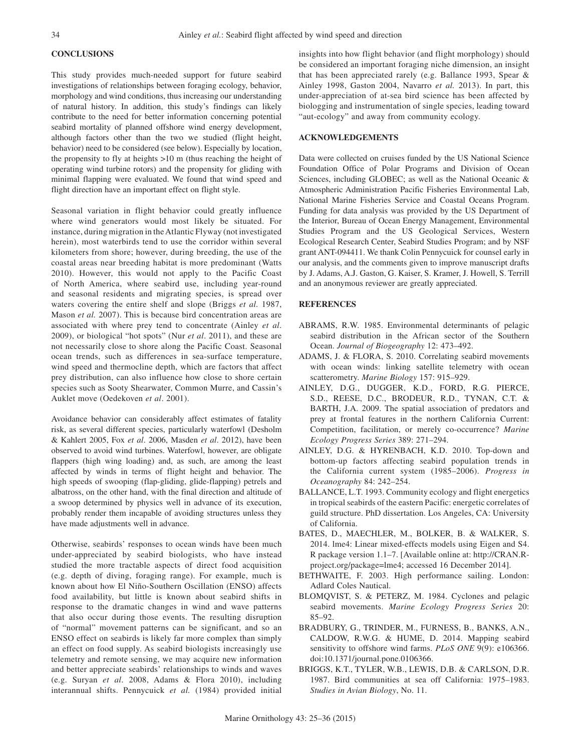## CONCLUSIONS

This study provides much-needed support for future seabird investigations of relationships between foraging ecology, behavior, morphology and wind conditions, thus increasing our understanding of natural history. In addition, this study's findings can likely contribute to the need for better information concerning potential seabird mortality of planned offshore wind energy development, although factors other than the two we studied (flight height, behavior) need to be considered (see below). Especially by location, the propensity to fly at heights >10 m (thus reaching the height of operating wind turbine rotors) and the propensity for gliding with minimal flapping were evaluated. We found that wind speed and flight direction have an important effect on flight style.

Seasonal variation in flight behavior could greatly influence where wind generators would most likely be situated. For instance, during migration in the Atlantic Flyway (not investigated herein), most waterbirds tend to use the corridor within several kilometers from shore; however, during breeding, the use of the coastal areas near breeding habitat is more predominant (Watts 2010). However, this would not apply to the Pacific Coast of North America, where seabird use, including year-round and seasonal residents and migrating species, is spread over waters covering the entire shelf and slope (Briggs *et al.* 1987, Mason *et al.* 2007). This is because bird concentration areas are associated with where prey tend to concentrate (Ainley *et al*. 2009), or biological "hot spots" (Nur *et al*. 2011), and these are not necessarily close to shore along the Pacific Coast. Seasonal ocean trends, such as differences in sea-surface temperature, wind speed and thermocline depth, which are factors that affect prey distribution, can also influence how close to shore certain species such as Sooty Shearwater, Common Murre, and Cassin's Auklet move (Oedekoven *et al*. 2001).

Avoidance behavior can considerably affect estimates of fatality risk, as several different species, particularly waterfowl (Desholm & Kahlert 2005, Fox *et al*. 2006, Masden *et al*. 2012), have been observed to avoid wind turbines. Waterfowl, however, are obligate flappers (high wing loading) and, as such, are among the least affected by winds in terms of flight height and behavior. The high speeds of swooping (flap-gliding, glide-flapping) petrels and albatross, on the other hand, with the final direction and altitude of a swoop determined by physics well in advance of its execution, probably render them incapable of avoiding structures unless they have made adjustments well in advance.

Otherwise, seabirds' responses to ocean winds have been much under-appreciated by seabird biologists, who have instead studied the more tractable aspects of direct food acquisition (e.g. depth of diving, foraging range). For example, much is known about how El Niño-Southern Oscillation (ENSO) affects food availability, but little is known about seabird shifts in response to the dramatic changes in wind and wave patterns that also occur during those events. The resulting disruption of "normal" movement patterns can be significant, and so an ENSO effect on seabirds is likely far more complex than simply an effect on food supply. As seabird biologists increasingly use telemetry and remote sensing, we may acquire new information and better appreciate seabirds' relationships to winds and waves (e.g. Suryan *et al*. 2008, Adams & Flora 2010), including interannual shifts. Pennycuick *et al.* (1984) provided initial insights into how flight behavior (and flight morphology) should be considered an important foraging niche dimension, an insight that has been appreciated rarely (e.g. Ballance 1993, Spear & Ainley 1998, Gaston 2004, Navarro *et al.* 2013). In part, this under-appreciation of at-sea bird science has been affected by biologging and instrumentation of single species, leading toward "aut-ecology" and away from community ecology.

## ACKNOWLEDGEMENTS

Data were collected on cruises funded by the US National Science Foundation Office of Polar Programs and Division of Ocean Sciences, including GLOBEC; as well as the National Oceanic & Atmospheric Administration Pacific Fisheries Environmental Lab, National Marine Fisheries Service and Coastal Oceans Program. Funding for data analysis was provided by the US Department of the Interior, Bureau of Ocean Energy Management, Environmental Studies Program and the US Geological Services, Western Ecological Research Center, Seabird Studies Program; and by NSF grant ANT-094411. We thank Colin Pennycuick for counsel early in our analysis, and the comments given to improve manuscript drafts by J. Adams, A.J. Gaston, G. Kaiser, S. Kramer, J. Howell, S. Terrill and an anonymous reviewer are greatly appreciated.

## REFERENCES

ABRAMS, R.W. 1985. Environmental determinants of pelagic seabird distribution in the African sector of the Southern Ocean. *Journal of Biogeography* 12: 473–492.

ADAMS, J. & FLORA, S. 2010. Correlating seabird movements with ocean winds: linking satellite telemetry with ocean scatterometry. *Marine Biology* 157: 915–929.

AINLEY, D.G., DUGGER, K.D., FORD, R.G. PIERCE, S.D., REESE, D.C., BRODEUR, R.D., TYNAN, C.T. & BARTH, J.A. 2009. The spatial association of predators and prey at frontal features in the northern California Current: Competition, facilitation, or merely co-occurrence? *Marine Ecology Progress Series* 389: 271–294.

AINLEY, D.G. & HYRENBACH, K.D. 2010. Top-down and bottom-up factors affecting seabird population trends in the California current system (1985–2006). *Progress in Oceanography* 84: 242–254.

BALLANCE, L.T. 1993. Community ecology and flight energetics in tropical seabirds of the eastern Pacific: energetic correlates of guild structure. PhD dissertation. Los Angeles, CA: University of California.

BATES, D., MAECHLER, M., BOLKER, B. & WALKER, S. 2014. lme4: Linear mixed-effects models using Eigen and S4. R package version 1.1–7. [Available online at: http://CRAN.R-project.org/package=lme4; accessed 16 December 2014].

BETHWAITE, F. 2003. High performance sailing. London: Adlard Coles Nautical.

BLOMQVIST, S. & PETERZ, M. 1984. Cyclones and pelagic seabird movements. *Marine Ecology Progress Series* 20: 85–92.

BRADBURY, G., TRINDER, M., FURNESS, B., BANKS, A.N., CALDOW, R.W.G. & HUME, D. 2014. Mapping seabird sensitivity to offshore wind farms. *PLoS ONE* 9(9): e106366. doi:10.1371/journal.pone.0106366.

BRIGGS, K.T., TYLER, W.B., LEWIS, D.B. & CARLSON, D.R. 1987. Bird communities at sea off California: 1975–1983. *Studies in Avian Biology*, No. 11.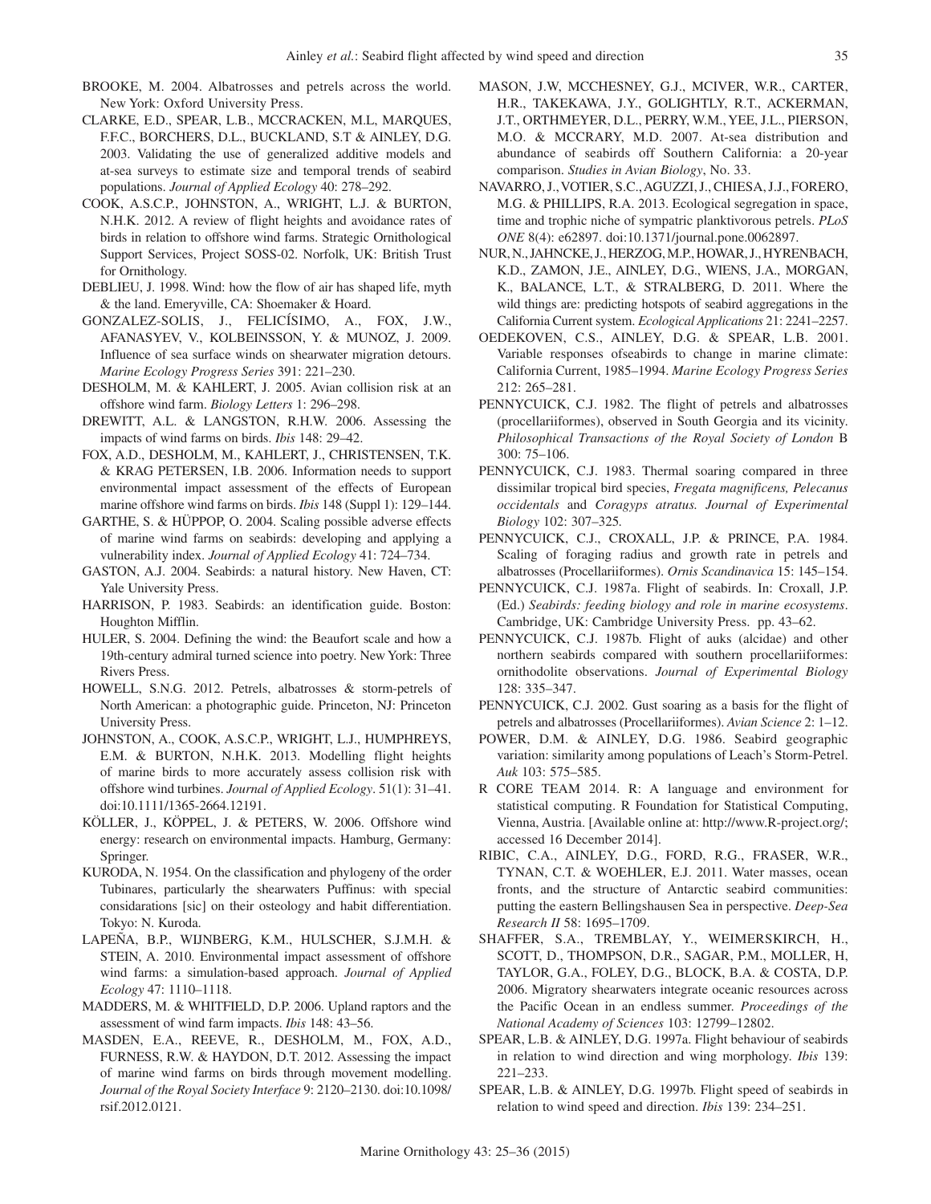BROOKE, M. 2004. Albatrosses and petrels across the world. New York: Oxford University Press.

CLARKE, E.D., SPEAR, L.B., MCCRACKEN, M.L, MARQUES, F.F.C., BORCHERS, D.L., BUCKLAND, S.T & AINLEY, D.G. 2003. Validating the use of generalized additive models and at-sea surveys to estimate size and temporal trends of seabird populations. *Journal of Applied Ecology* 40: 278–292.

COOK, A.S.C.P., JOHNSTON, A., WRIGHT, L.J. & BURTON, N.H.K. 2012. A review of flight heights and avoidance rates of birds in relation to offshore wind farms. Strategic Ornithological Support Services, Project SOSS-02. Norfolk, UK: British Trust for Ornithology.

DEBLIEU, J. 1998. Wind: how the flow of air has shaped life, myth & the land. Emeryville, CA: Shoemaker & Hoard.

GONZALEZ-SOLIS, J., FELICÍSIMO, A., FOX, J.W., AFANASYEV, V., KOLBEINSSON, Y. & MUNOZ, J. 2009. Influence of sea surface winds on shearwater migration detours. *Marine Ecology Progress Series* 391: 221–230.

DESHOLM, M. & KAHLERT, J. 2005. Avian collision risk at an offshore wind farm. *Biology Letters* 1: 296–298.

DREWITT, A.L. & LANGSTON, R.H.W. 2006. Assessing the impacts of wind farms on birds. *Ibis* 148: 29–42.

FOX, A.D., DESHOLM, M., KAHLERT, J., CHRISTENSEN, T.K. & KRAG PETERSEN, I.B. 2006. Information needs to support environmental impact assessment of the effects of European marine offshore wind farms on birds. *Ibis* 148 (Suppl 1): 129–144.

GARTHE, S. & HÜPPOP, O. 2004. Scaling possible adverse effects of marine wind farms on seabirds: developing and applying a vulnerability index. *Journal of Applied Ecology* 41: 724–734.

GASTON, A.J. 2004. Seabirds: a natural history. New Haven, CT: Yale University Press.

HARRISON, P. 1983. Seabirds: an identification guide. Boston: Houghton Mifflin.

HULER, S. 2004. Defining the wind: the Beaufort scale and how a 19th-century admiral turned science into poetry. New York: Three Rivers Press.

HOWELL, S.N.G. 2012. Petrels, albatrosses & storm-petrels of North American: a photographic guide. Princeton, NJ: Princeton University Press.

JOHNSTON, A., COOK, A.S.C.P., WRIGHT, L.J., HUMPHREYS, E.M. & BURTON, N.H.K. 2013. Modelling flight heights of marine birds to more accurately assess collision risk with offshore wind turbines. *Journal of Applied Ecology*. 51(1): 31–41. doi:10.1111/1365-2664.12191.

KÖLLER, J., KÖPPEL, J. & PETERS, W. 2006. Offshore wind energy: research on environmental impacts. Hamburg, Germany: Springer.

KURODA, N. 1954. On the classification and phylogeny of the order Tubinares, particularly the shearwaters Puffinus: with special considarations [sic] on their osteology and habit differentiation. Tokyo: N. Kuroda.

LAPEÑA, B.P., WIJNBERG, K.M., HULSCHER, S.J.M.H. & STEIN, A. 2010. Environmental impact assessment of offshore wind farms: a simulation-based approach. *Journal of Applied Ecology* 47: 1110–1118.

MADDERS, M. & WHITFIELD, D.P. 2006. Upland raptors and the assessment of wind farm impacts. *Ibis* 148: 43–56.

MASDEN, E.A., REEVE, R., DESHOLM, M., FOX, A.D., FURNESS, R.W. & HAYDON, D.T. 2012. Assessing the impact of marine wind farms on birds through movement modelling. *Journal of the Royal Society Interface* 9: 2120–2130. doi:10.1098/rsif.2012.0121.

MASON, J.W, MCCHESNEY, G.J., MCIVER, W.R., CARTER, H.R., TAKEKAWA, J.Y., GOLIGHTLY, R.T., ACKERMAN, J.T., ORTHMEYER, D.L., PERRY, W.M., YEE, J.L., PIERSON, M.O. & MCCRARY, M.D. 2007. At-sea distribution and abundance of seabirds off Southern California: a 20-year comparison. *Studies in Avian Biology*, No. 33.

NAVARRO, J., VOTIER, S.C., AGUZZI, J., CHIESA, J.J., FORERO, M.G. & PHILLIPS, R.A. 2013. Ecological segregation in space, time and trophic niche of sympatric planktivorous petrels. *PLoS ONE* 8(4): e62897. doi:10.1371/journal.pone.0062897.

NUR, N., JAHNCKE, J., HERZOG, M.P., HOWAR, J., HYRENBACH, K.D., ZAMON, J.E., AINLEY, D.G., WIENS, J.A., MORGAN, K., BALANCE, L.T., & STRALBERG, D. 2011. Where the wild things are: predicting hotspots of seabird aggregations in the California Current system. *Ecological Applications* 21: 2241–2257.

OEDEKOVEN, C.S., AINLEY, D.G. & SPEAR, L.B. 2001. Variable responses ofseabirds to change in marine climate: California Current, 1985–1994. *Marine Ecology Progress Series* 212: 265–281.

PENNYCUICK, C.J. 1982. The flight of petrels and albatrosses (procellariiformes), observed in South Georgia and its vicinity. *Philosophical Transactions of the Royal Society of London* B 300: 75–106.

PENNYCUICK, C.J. 1983. Thermal soaring compared in three dissimilar tropical bird species, *Fregata magnificens, Pelecanus occidentals* and *Coragyps atratus. Journal of Experimental Biology* 102: 307–325.

PENNYCUICK, C.J., CROXALL, J.P. & PRINCE, P.A. 1984. Scaling of foraging radius and growth rate in petrels and albatrosses (Procellariiformes). *Ornis Scandinavica* 15: 145–154.

PENNYCUICK, C.J. 1987a. Flight of seabirds. In: Croxall, J.P. (Ed.) *Seabirds: feeding biology and role in marine ecosystems*. Cambridge, UK: Cambridge University Press. pp. 43–62.

PENNYCUICK, C.J. 1987b. Flight of auks (alcidae) and other northern seabirds compared with southern procellariiformes: ornithodolite observations. *Journal of Experimental Biology* 128: 335–347.

PENNYCUICK, C.J. 2002. Gust soaring as a basis for the flight of petrels and albatrosses (Procellariiformes). *Avian Science* 2: 1–12.

POWER, D.M. & AINLEY, D.G. 1986. Seabird geographic variation: similarity among populations of Leach's Storm-Petrel. *Auk* 103: 575–585.

R CORE TEAM 2014. R: A language and environment for statistical computing. R Foundation for Statistical Computing, Vienna, Austria. [Available online at: http://www.R-project.org/; accessed 16 December 2014].

RIBIC, C.A., AINLEY, D.G., FORD, R.G., FRASER, W.R., TYNAN, C.T. & WOEHLER, E.J. 2011. Water masses, ocean fronts, and the structure of Antarctic seabird communities: putting the eastern Bellingshausen Sea in perspective. *Deep-Sea Research II* 58: 1695–1709.

SHAFFER, S.A., TREMBLAY, Y., WEIMERSKIRCH, H., SCOTT, D., THOMPSON, D.R., SAGAR, P.M., MOLLER, H, TAYLOR, G.A., FOLEY, D.G., BLOCK, B.A. & COSTA, D.P. 2006. Migratory shearwaters integrate oceanic resources across the Pacific Ocean in an endless summer. *Proceedings of the National Academy of Sciences* 103: 12799–12802.

SPEAR, L.B. & AINLEY, D.G. 1997a. Flight behaviour of seabirds in relation to wind direction and wing morphology. *Ibis* 139: 221–233.

SPEAR, L.B. & AINLEY, D.G. 1997b. Flight speed of seabirds in relation to wind speed and direction. *Ibis* 139: 234–251.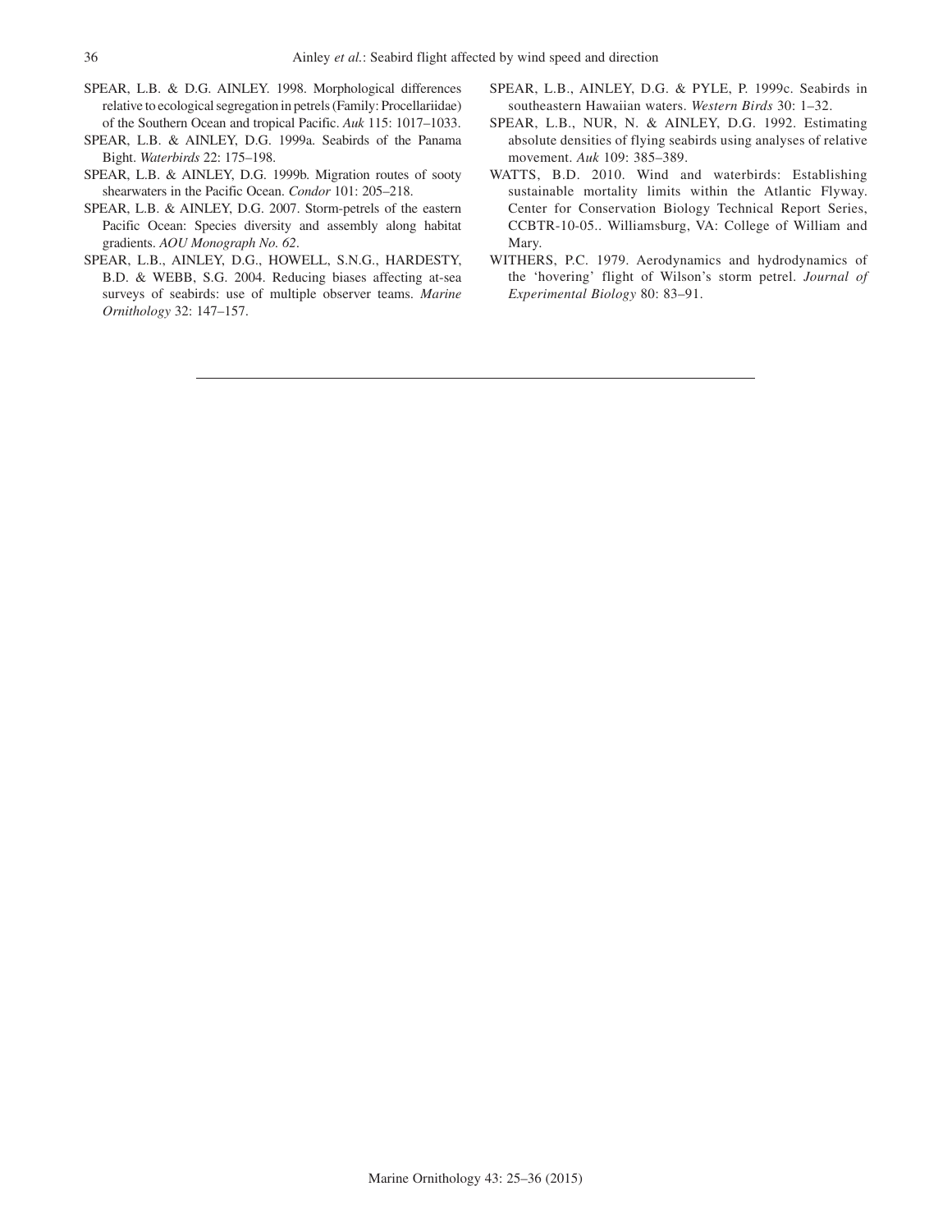SPEAR, L.B. & D.G. AINLEY. 1998. Morphological differences relative to ecological segregation in petrels (Family: Procellariidae) of the Southern Ocean and tropical Pacific. *Auk* 115: 1017–1033.

SPEAR, L.B. & AINLEY, D.G. 1999a. Seabirds of the Panama Bight. *Waterbirds* 22: 175–198.

SPEAR, L.B. & AINLEY, D.G. 1999b. Migration routes of sooty shearwaters in the Pacific Ocean. *Condor* 101: 205–218.

SPEAR, L.B. & AINLEY, D.G. 2007. Storm-petrels of the eastern Pacific Ocean: Species diversity and assembly along habitat gradients. *AOU Monograph No. 62*.

SPEAR, L.B., AINLEY, D.G., HOWELL, S.N.G., HARDESTY, B.D. & WEBB, S.G. 2004. Reducing biases affecting at-sea surveys of seabirds: use of multiple observer teams. *Marine Ornithology* 32: 147–157.

SPEAR, L.B., AINLEY, D.G. & PYLE, P. 1999c. Seabirds in southeastern Hawaiian waters. *Western Birds* 30: 1–32.

SPEAR, L.B., NUR, N. & AINLEY, D.G. 1992. Estimating absolute densities of flying seabirds using analyses of relative movement. *Auk* 109: 385–389.

WATTS, B.D. 2010. Wind and waterbirds: Establishing sustainable mortality limits within the Atlantic Flyway. Center for Conservation Biology Technical Report Series, CCBTR-10-05.. Williamsburg, VA: College of William and Mary.

WITHERS, P.C. 1979. Aerodynamics and hydrodynamics of the 'hovering' flight of Wilson's storm petrel. *Journal of Experimental Biology* 80: 83–91.